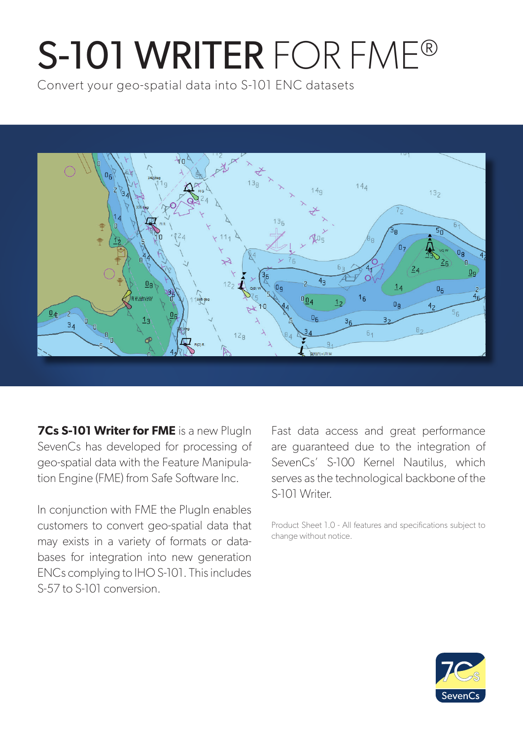# S-101 WRITER FOR FME®

Convert your geo-spatial data into S-101 ENC datasets

**7Cs S-101 Writer for FME** is a new PlugIn SevenCs has developed for processing of geo-spatial data with the Feature Manipulation Engine (FME) from Safe Software Inc.

In conjunction with FME the PlugIn enables customers to convert geo-spatial data that may exists in a variety of formats or databases for integration into new generation ENCs complying to IHO S-101. This includes S-57 to S-101 conversion.

Fast data access and great performance are guaranteed due to the integration of SevenCs' S-100 Kernel Nautilus, which serves as the technological backbone of the S-101 Writer.

Product Sheet 1.0 - All features and specifications subject to change without notice.

SevenCs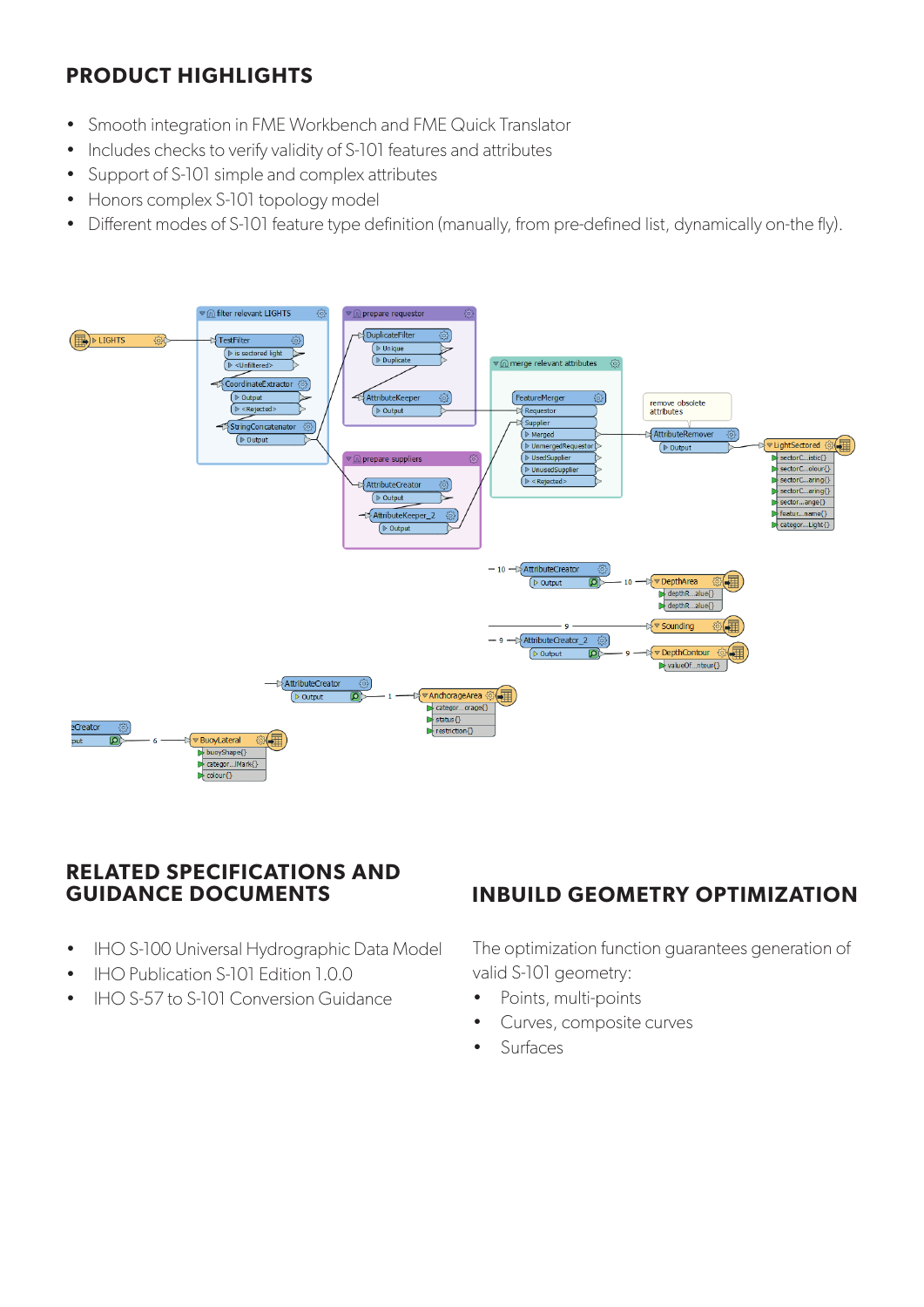## PRODUCT HIGHLIGHTS

- Smooth integration in FME Workbench and FME Quick Translator
- Includes checks to verify validity of S-101 features and attributes
- Support of S-101 simple and complex attributes
- Honors complex S-101 topology model
- Different modes of S-101 feature type definition (manually, from pre-defined list, dynamically on-the fly).

## RELATED SPECIFICATIONS AND GUIDANCE DOCUMENTS

- IHO S-100 Universal Hydrographic Data Model
- IHO Publication S-101 Edition 1.0.0
- IHO S-57 to S-101 Conversion Guidance

## INBUILD GEOMETRY OPTIMIZATION

The optimization function guarantees generation of valid S-101 geometry:

- Points, multi-points
- Curves, composite curves
- Surfaces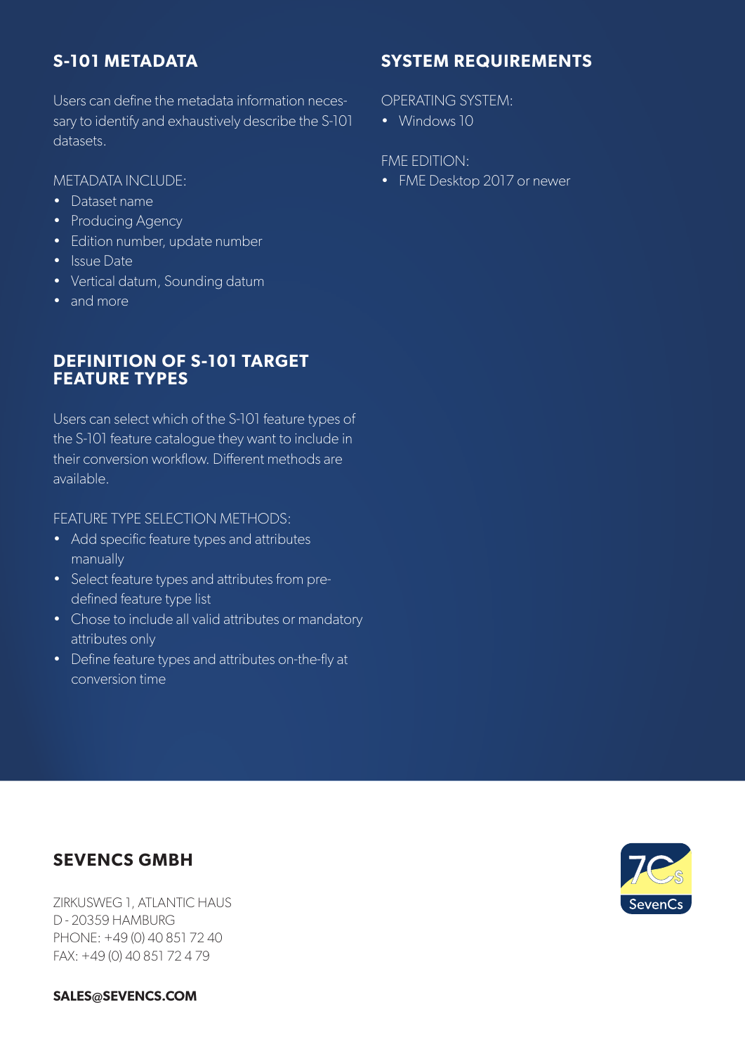## S-101 METADATA

Users can define the metadata information necessary to identify and exhaustively describe the S-101 datasets.

METADATA INCLUDE:

- Dataset name
- Producing Agency
- Edition number, update number
- Issue Date
- Vertical datum, Sounding datum
- and more

## DEFINITION OF S-101 TARGET FEATURE TYPES

Users can select which of the S-101 feature types of the S-101 feature catalogue they want to include in their conversion workflow. Different methods are available.

FEATURE TYPE SELECTION METHODS:

- Add specific feature types and attributes manually
- Select feature types and attributes from pre-defined feature type list
- Chose to include all valid attributes or mandatory attributes only
- Define feature types and attributes on-the-fly at conversion time

## SYSTEM REQUIREMENTS

OPERATING SYSTEM:

- Windows 10

FME EDITION:

- FME Desktop 2017 or newer

## SEVENCS GMBH

ZIRKUSWEG 1, ATLANTIC HAUS
D - 20359 HAMBURG
PHONE: +49 (0) 40 851 72 40
FAX: +49 (0) 40 851 72 4 79

**SALES@SEVENCS.COM**

SevenCs